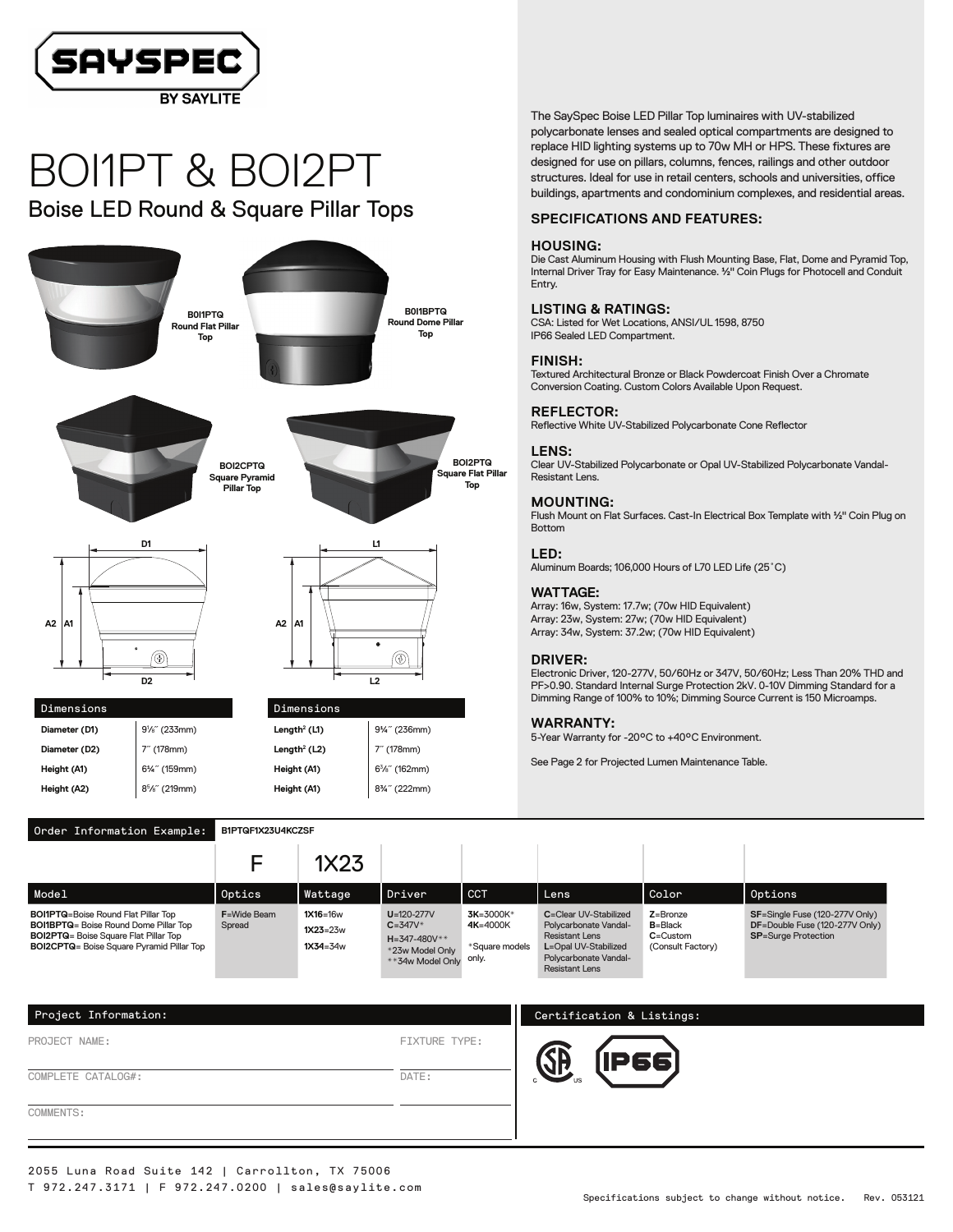SAYSPEC BY SAYLITE

# BOI1PT & BOI2PT

## Boise LED Round & Square Pillar Tops

BOI1PTQ Round Flat Pillar Top

BOI1BPTQ Round Dome Pillar Top

BOI2CPTQ Square Pyramid Pillar Top

BOI2PTQ Square Flat Pillar Top

| Dimensions | |
|---|---|
| Diameter (D1) | 9⅛″ (233mm) |
| Diameter (D2) | 7″ (178mm) |
| Height (A1) | 6¼″ (159mm) |
| Height (A2) | 8⅝″ (219mm) |

| Dimensions | |
|---|---|
| Length² (L1) | 9¼″ (236mm) |
| Length² (L2) | 7″ (178mm) |
| Height (A1) | 6⅜″ (162mm) |
| Height (A1) | 8¾″ (222mm) |

The SaySpec Boise LED Pillar Top luminaires with UV-stabilized polycarbonate lenses and sealed optical compartments are designed to replace HID lighting systems up to 70w MH or HPS. These fixtures are designed for use on pillars, columns, fences, railings and other outdoor structures. Ideal for use in retail centers, schools and universities, office buildings, apartments and condominium complexes, and residential areas.

### SPECIFICATIONS AND FEATURES:

**HOUSING:**
Die Cast Aluminum Housing with Flush Mounting Base, Flat, Dome and Pyramid Top, Internal Driver Tray for Easy Maintenance. ½" Coin Plugs for Photocell and Conduit Entry.

**LISTING & RATINGS:**
CSA: Listed for Wet Locations, ANSI/UL 1598, 8750
IP66 Sealed LED Compartment.

**FINISH:**
Textured Architectural Bronze or Black Powdercoat Finish Over a Chromate Conversion Coating. Custom Colors Available Upon Request.

**REFLECTOR:**
Reflective White UV-Stabilized Polycarbonate Cone Reflector

**LENS:**
Clear UV-Stabilized Polycarbonate or Opal UV-Stabilized Polycarbonate Vandal-Resistant Lens.

**MOUNTING:**
Flush Mount on Flat Surfaces. Cast-In Electrical Box Template with ½" Coin Plug on Bottom

**LED:**
Aluminum Boards; 106,000 Hours of L70 LED Life (25˚C)

**WATTAGE:**
Array: 16w, System: 17.7w; (70w HID Equivalent)
Array: 23w, System: 27w; (70w HID Equivalent)
Array: 34w, System: 37.2w; (70w HID Equivalent)

**DRIVER:**
Electronic Driver, 120-277V, 50/60Hz or 347V, 50/60Hz; Less Than 20% THD and PF>0.90. Standard Internal Surge Protection 2kV. 0-10V Dimming Standard for a Dimming Range of 100% to 10%; Dimming Source Current is 150 Microamps.

**WARRANTY:**
5-Year Warranty for -20°C to +40°C Environment.

See Page 2 for Projected Lumen Maintenance Table.

### Order Information Example: B1PTQF1X23U4KCZSF

| Model | Optics | Wattage | Driver | CCT | Lens | Color | Options |
|---|---|---|---|---|---|---|---|
| | F | 1X23 | | | | | |
| **BOI1PTQ**=Boise Round Flat Pillar Top<br>**BOI1BPTQ**= Boise Round Dome Pillar Top<br>**BOI2PTQ**= Boise Square Flat Pillar Top<br>**BOI2CPTQ**= Boise Square Pyramid Pillar Top | **F**=Wide Beam Spread | **1X16**=16w<br>**1X23**=23w<br>**1X34**=34w | **U**=120-277V<br>**C**=347V*<br>**H**=347-480V**<br>*23w Model Only<br>**34w Model Only | **3K**=3000K*<br>**4K**=4000K<br>*Square models only. | **C**=Clear UV-Stabilized Polycarbonate Vandal-Resistant Lens<br>**L**=Opal UV-Stabilized Polycarbonate Vandal-Resistant Lens | **Z**=Bronze<br>**B**=Black<br>**C**=Custom (Consult Factory) | **SF**=Single Fuse (120-277V Only)<br>**DF**=Double Fuse (120-277V Only)<br>**SP**=Surge Protection |

### Project Information:

PROJECT NAME: FIXTURE TYPE:

COMPLETE CATALOG#: DATE:

COMMENTS:

### Certification & Listings:

CSA C US, IP66

2055 Luna Road Suite 142 | Carrollton, TX 75006
T 972.247.3171 | F 972.247.0200 | sales@saylite.com

Specifications subject to change without notice. Rev. 053121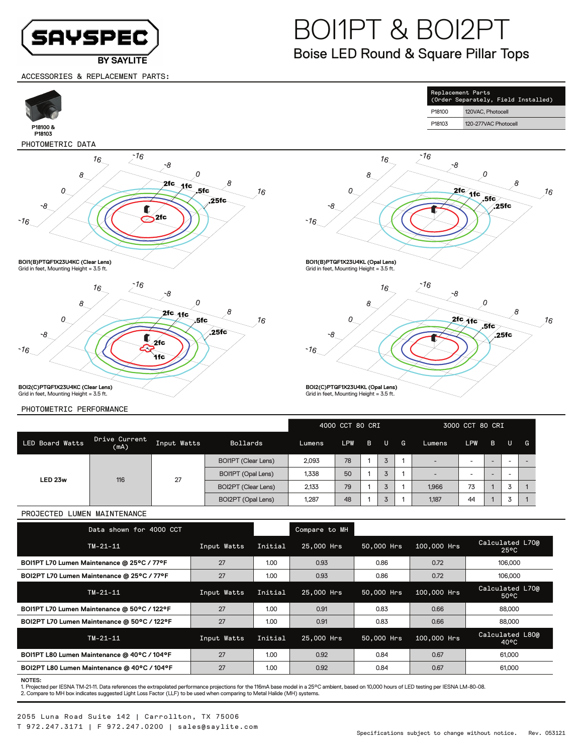# BOI1PT & BOI2PT

## Boise LED Round & Square Pillar Tops

ACCESSORIES & REPLACEMENT PARTS:

P18100 & P18103

| Replacement Parts (Order Separately, Field Installed) | |
|---|---|
| P18100 | 120VAC, Photocell |
| P18103 | 120-277VAC Photocell |

PHOTOMETRIC DATA

16
-16
-8
8
0
0
8
-8
16
-16
2fc
1fc
.5fc
.25fc
2fc

BOI1(B)PTQF1X23U4KC (Clear Lens)
Grid in feet, Mounting Height = 3.5 ft.

16
-16
-8
8
0
0
8
-8
16
-16
2fc
1fc
.5fc
.25fc

BOI1(B)PTQF1X23U4KL (Opal Lens)
Grid in feet, Mounting Height = 3.5 ft.

16
-16
-8
8
0
0
8
-8
16
-16
2fc
1fc
.5fc
.25fc
2fc
1fc

BOI2(C)PTQF1X23U4KC (Clear Lens)
Grid in feet, Mounting Height = 3.5 ft.

16
-16
-8
8
0
0
8
-8
16
-16
2fc
1fc
.5fc
.25fc

BOI2(C)PTQF1X23U4KL (Opal Lens)
Grid in feet, Mounting Height = 3.5 ft.

PHOTOMETRIC PERFORMANCE

| | | | | 4000 CCT 80 CRI | | | | | 3000 CCT 80 CRI | | | | |
|---|---|---|---|---|---|---|---|---|---|---|---|---|---|
| LED Board Watts | Drive Current (mA) | Input Watts | Bollards | Lumens | LPW | B | U | G | Lumens | LPW | B | U | G |
| LED 23w | 116 | 27 | BOI1PT (Clear Lens) | 2,093 | 78 | 1 | 3 | 1 | - | - | - | - | - |
| | | | BOI1PT (Opal Lens) | 1,338 | 50 | 1 | 3 | 1 | - | - | - | - | |
| | | | BOI2PT (Clear Lens) | 2,133 | 79 | 1 | 3 | 1 | 1,966 | 73 | 1 | 3 | 1 |
| | | | BOI2PT (Opal Lens) | 1,287 | 48 | 1 | 3 | 1 | 1,187 | 44 | 1 | 3 | 1 |

PROJECTED LUMEN MAINTENANCE

| Data shown for 4000 CCT | | | Compare to MH | | | |
|---|---|---|---|---|---|---|
| TM-21-11 | Input Watts | Initial | 25,000 Hrs | 50,000 Hrs | 100,000 Hrs | Calculated L70@ 25°C |
| BOI1PT L70 Lumen Maintenance @ 25°C / 77°F | 27 | 1.00 | 0.93 | 0.86 | 0.72 | 106,000 |
| BOI2PT L70 Lumen Maintenance @ 25°C / 77°F | 27 | 1.00 | 0.93 | 0.86 | 0.72 | 106,000 |
| TM-21-11 | Input Watts | Initial | 25,000 Hrs | 50,000 Hrs | 100,000 Hrs | Calculated L70@ 50°C |
| BOI1PT L70 Lumen Maintenance @ 50°C / 122°F | 27 | 1.00 | 0.91 | 0.83 | 0.66 | 88,000 |
| BOI2PT L70 Lumen Maintenance @ 50°C / 122°F | 27 | 1.00 | 0.91 | 0.83 | 0.66 | 88,000 |
| TM-21-11 | Input Watts | Initial | 25,000 Hrs | 50,000 Hrs | 100,000 Hrs | Calculated L80@ 40°C |
| BOI1PT L80 Lumen Maintenance @ 40°C / 104°F | 27 | 1.00 | 0.92 | 0.84 | 0.67 | 61,000 |
| BOI2PT L80 Lumen Maintenance @ 40°C / 104°F | 27 | 1.00 | 0.92 | 0.84 | 0.67 | 61,000 |

**NOTES:**
1. Projected per IESNA TM-21-11. Data references the extrapolated performance projections for the 116mA base model in a 25°C ambient, based on 10,000 hours of LED testing per IESNA LM-80-08.
2. Compare to MH box indicates suggested Light Loss Factor (LLF) to be used when comparing to Metal Halide (MH) systems.

2055 Luna Road Suite 142 | Carrollton, TX 75006
T 972.247.3171 | F 972.247.0200 | sales@saylite.com

Specifications subject to change without notice. Rev. 053121